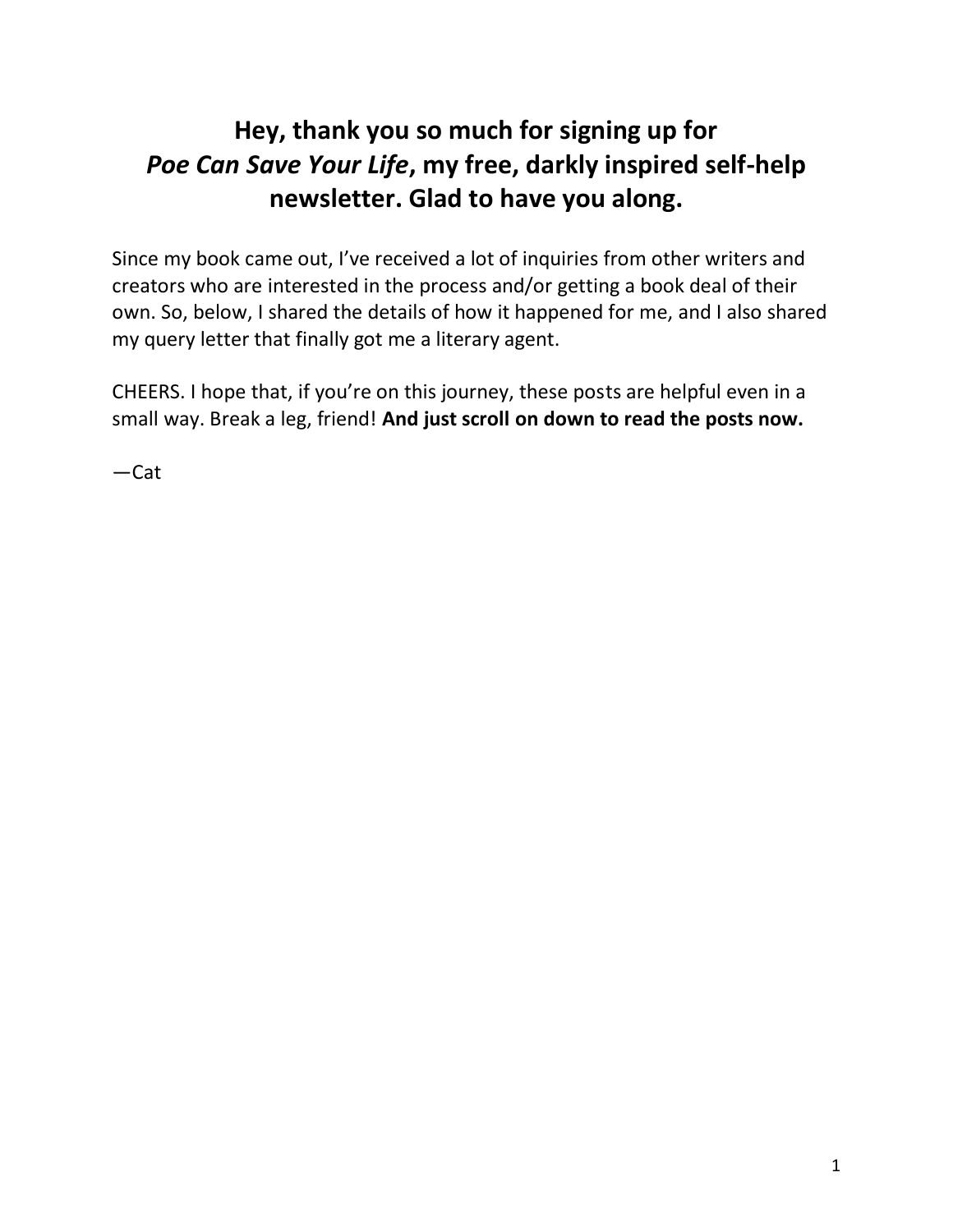# Hey, thank you so much for signing up for *Poe Can Save Your Life*, my free, darkly inspired self-help newsletter. Glad to have you along.

Since my book came out, I've received a lot of inquiries from other writers and creators who are interested in the process and/or getting a book deal of their own. So, below, I shared the details of how it happened for me, and I also shared my query letter that finally got me a literary agent.

CHEERS. I hope that, if you're on this journey, these posts are helpful even in a small way. Break a leg, friend! **And just scroll on down to read the posts now.**

—Cat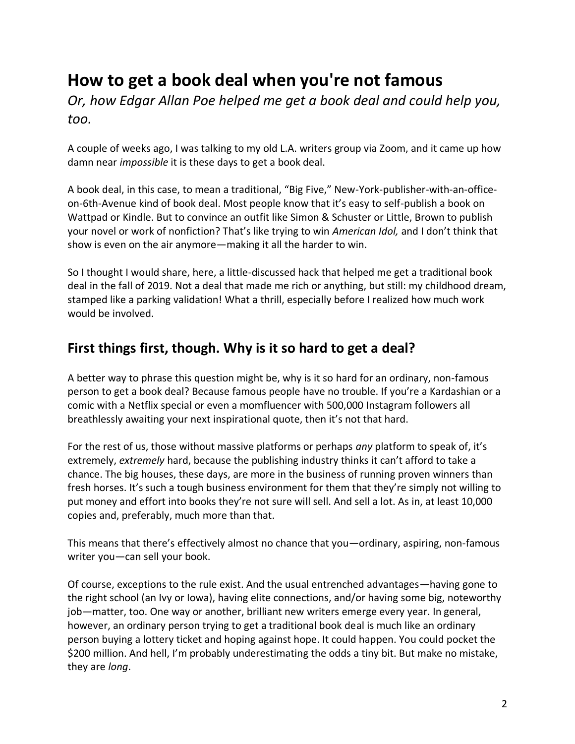# How to get a book deal when you're not famous

*Or, how Edgar Allan Poe helped me get a book deal and could help you, too.*

A couple of weeks ago, I was talking to my old L.A. writers group via Zoom, and it came up how damn near *impossible* it is these days to get a book deal.

A book deal, in this case, to mean a traditional, "Big Five," New-York-publisher-with-an-office-on-6th-Avenue kind of book deal. Most people know that it's easy to self-publish a book on Wattpad or Kindle. But to convince an outfit like Simon & Schuster or Little, Brown to publish your novel or work of nonfiction? That's like trying to win *American Idol,* and I don't think that show is even on the air anymore—making it all the harder to win.

So I thought I would share, here, a little-discussed hack that helped me get a traditional book deal in the fall of 2019. Not a deal that made me rich or anything, but still: my childhood dream, stamped like a parking validation! What a thrill, especially before I realized how much work would be involved.

## First things first, though. Why is it so hard to get a deal?

A better way to phrase this question might be, why is it so hard for an ordinary, non-famous person to get a book deal? Because famous people have no trouble. If you're a Kardashian or a comic with a Netflix special or even a momfluencer with 500,000 Instagram followers all breathlessly awaiting your next inspirational quote, then it's not that hard.

For the rest of us, those without massive platforms or perhaps *any* platform to speak of, it's extremely, *extremely* hard, because the publishing industry thinks it can't afford to take a chance. The big houses, these days, are more in the business of running proven winners than fresh horses. It's such a tough business environment for them that they're simply not willing to put money and effort into books they're not sure will sell. And sell a lot. As in, at least 10,000 copies and, preferably, much more than that.

This means that there's effectively almost no chance that you—ordinary, aspiring, non-famous writer you—can sell your book.

Of course, exceptions to the rule exist. And the usual entrenched advantages—having gone to the right school (an Ivy or Iowa), having elite connections, and/or having some big, noteworthy job—matter, too. One way or another, brilliant new writers emerge every year. In general, however, an ordinary person trying to get a traditional book deal is much like an ordinary person buying a lottery ticket and hoping against hope. It could happen. You could pocket the $200 million. And hell, I'm probably underestimating the odds a tiny bit. But make no mistake, they are *long*.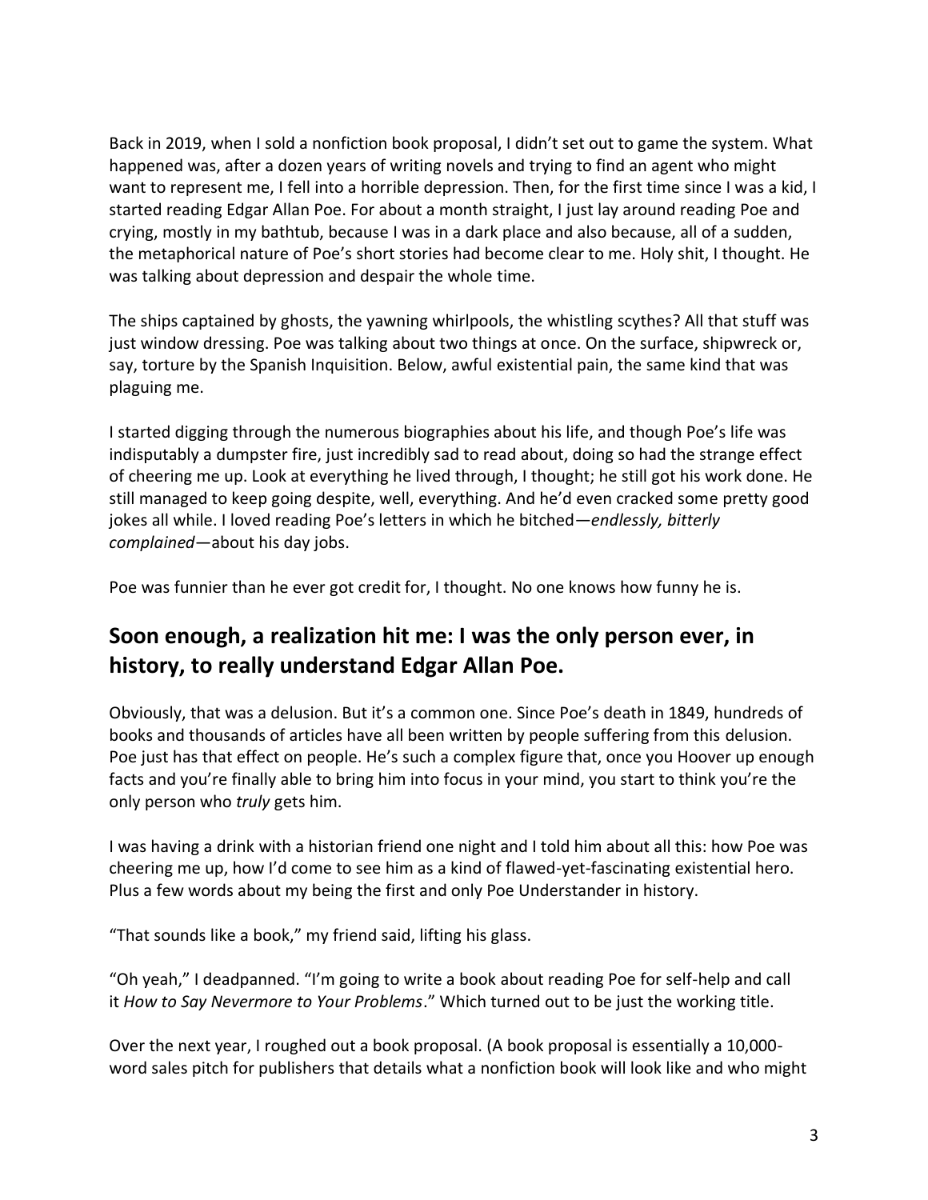Back in 2019, when I sold a nonfiction book proposal, I didn't set out to game the system. What happened was, after a dozen years of writing novels and trying to find an agent who might want to represent me, I fell into a horrible depression. Then, for the first time since I was a kid, I started reading Edgar Allan Poe. For about a month straight, I just lay around reading Poe and crying, mostly in my bathtub, because I was in a dark place and also because, all of a sudden, the metaphorical nature of Poe's short stories had become clear to me. Holy shit, I thought. He was talking about depression and despair the whole time.

The ships captained by ghosts, the yawning whirlpools, the whistling scythes? All that stuff was just window dressing. Poe was talking about two things at once. On the surface, shipwreck or, say, torture by the Spanish Inquisition. Below, awful existential pain, the same kind that was plaguing me.

I started digging through the numerous biographies about his life, and though Poe's life was indisputably a dumpster fire, just incredibly sad to read about, doing so had the strange effect of cheering me up. Look at everything he lived through, I thought; he still got his work done. He still managed to keep going despite, well, everything. And he'd even cracked some pretty good jokes all while. I loved reading Poe's letters in which he bitched—*endlessly, bitterly complained*—about his day jobs.

Poe was funnier than he ever got credit for, I thought. No one knows how funny he is.

## Soon enough, a realization hit me: I was the only person ever, in history, to really understand Edgar Allan Poe.

Obviously, that was a delusion. But it's a common one. Since Poe's death in 1849, hundreds of books and thousands of articles have all been written by people suffering from this delusion. Poe just has that effect on people. He's such a complex figure that, once you Hoover up enough facts and you're finally able to bring him into focus in your mind, you start to think you're the only person who *truly* gets him.

I was having a drink with a historian friend one night and I told him about all this: how Poe was cheering me up, how I'd come to see him as a kind of flawed-yet-fascinating existential hero. Plus a few words about my being the first and only Poe Understander in history.

"That sounds like a book," my friend said, lifting his glass.

"Oh yeah," I deadpanned. "I'm going to write a book about reading Poe for self-help and call it *How to Say Nevermore to Your Problems*." Which turned out to be just the working title.

Over the next year, I roughed out a book proposal. (A book proposal is essentially a 10,000-word sales pitch for publishers that details what a nonfiction book will look like and who might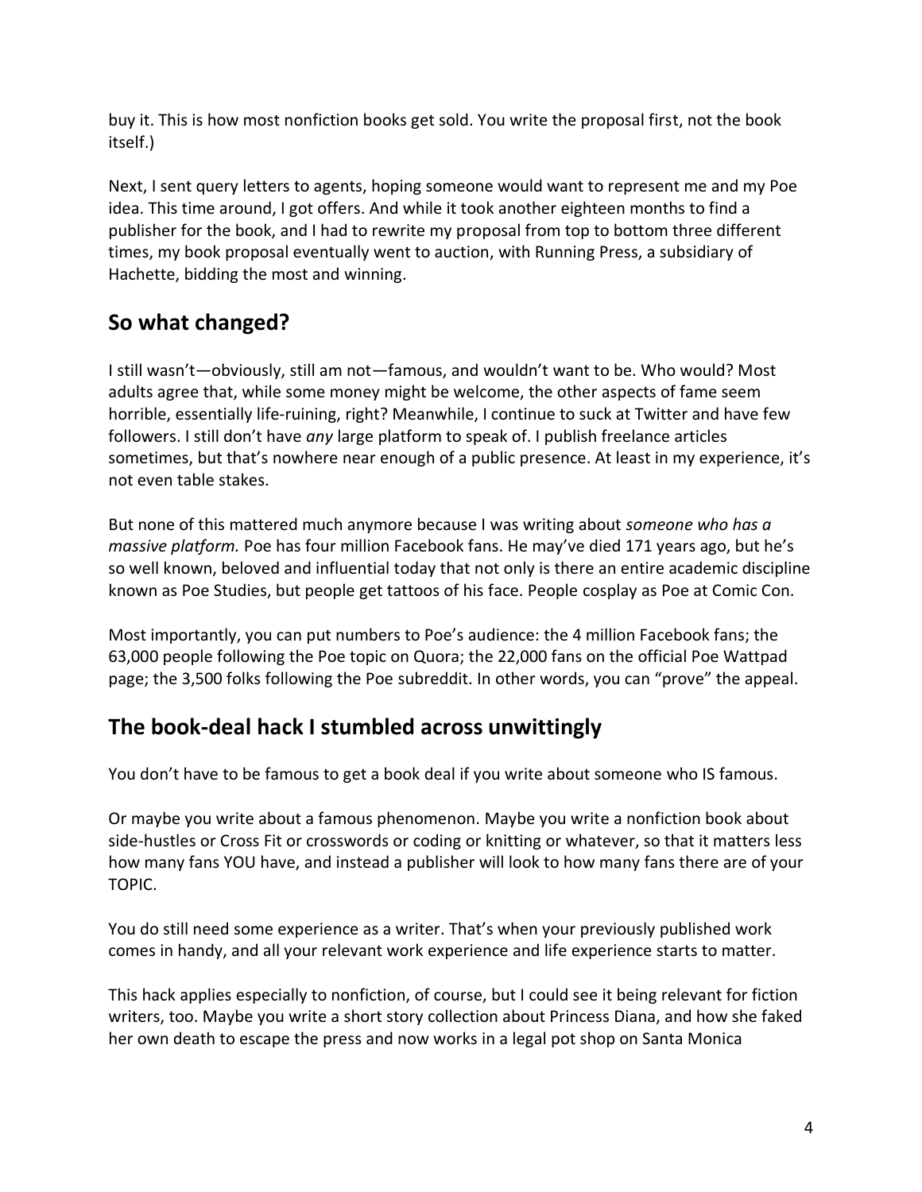buy it. This is how most nonfiction books get sold. You write the proposal first, not the book itself.)

Next, I sent query letters to agents, hoping someone would want to represent me and my Poe idea. This time around, I got offers. And while it took another eighteen months to find a publisher for the book, and I had to rewrite my proposal from top to bottom three different times, my book proposal eventually went to auction, with Running Press, a subsidiary of Hachette, bidding the most and winning.

## So what changed?

I still wasn't—obviously, still am not—famous, and wouldn't want to be. Who would? Most adults agree that, while some money might be welcome, the other aspects of fame seem horrible, essentially life-ruining, right? Meanwhile, I continue to suck at Twitter and have few followers. I still don't have *any* large platform to speak of. I publish freelance articles sometimes, but that's nowhere near enough of a public presence. At least in my experience, it's not even table stakes.

But none of this mattered much anymore because I was writing about *someone who has a massive platform.* Poe has four million Facebook fans. He may've died 171 years ago, but he's so well known, beloved and influential today that not only is there an entire academic discipline known as Poe Studies, but people get tattoos of his face. People cosplay as Poe at Comic Con.

Most importantly, you can put numbers to Poe's audience: the 4 million Facebook fans; the 63,000 people following the Poe topic on Quora; the 22,000 fans on the official Poe Wattpad page; the 3,500 folks following the Poe subreddit. In other words, you can "prove" the appeal.

## The book-deal hack I stumbled across unwittingly

You don't have to be famous to get a book deal if you write about someone who IS famous.

Or maybe you write about a famous phenomenon. Maybe you write a nonfiction book about side-hustles or Cross Fit or crosswords or coding or knitting or whatever, so that it matters less how many fans YOU have, and instead a publisher will look to how many fans there are of your TOPIC.

You do still need some experience as a writer. That's when your previously published work comes in handy, and all your relevant work experience and life experience starts to matter.

This hack applies especially to nonfiction, of course, but I could see it being relevant for fiction writers, too. Maybe you write a short story collection about Princess Diana, and how she faked her own death to escape the press and now works in a legal pot shop on Santa Monica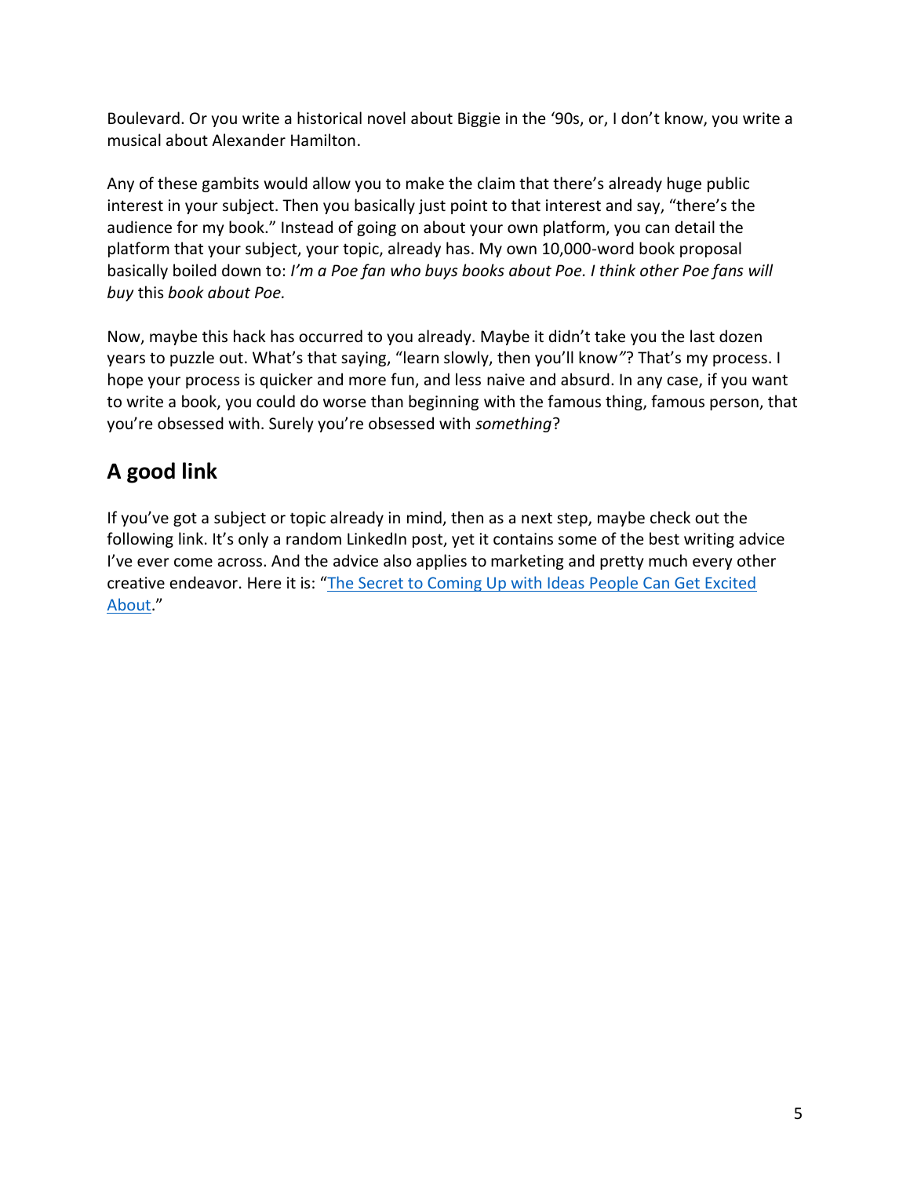Boulevard. Or you write a historical novel about Biggie in the '90s, or, I don't know, you write a musical about Alexander Hamilton.

Any of these gambits would allow you to make the claim that there's already huge public interest in your subject. Then you basically just point to that interest and say, "there's the audience for my book." Instead of going on about your own platform, you can detail the platform that your subject, your topic, already has. My own 10,000-word book proposal basically boiled down to: *I'm a Poe fan who buys books about Poe. I think other Poe fans will buy* this *book about Poe.*

Now, maybe this hack has occurred to you already. Maybe it didn't take you the last dozen years to puzzle out. What's that saying, "learn slowly, then you'll know"? That's my process. I hope your process is quicker and more fun, and less naive and absurd. In any case, if you want to write a book, you could do worse than beginning with the famous thing, famous person, that you're obsessed with. Surely you're obsessed with *something*?

## A good link

If you've got a subject or topic already in mind, then as a next step, maybe check out the following link. It's only a random LinkedIn post, yet it contains some of the best writing advice I've ever come across. And the advice also applies to marketing and pretty much every other creative endeavor. Here it is: "The Secret to Coming Up with Ideas People Can Get Excited About."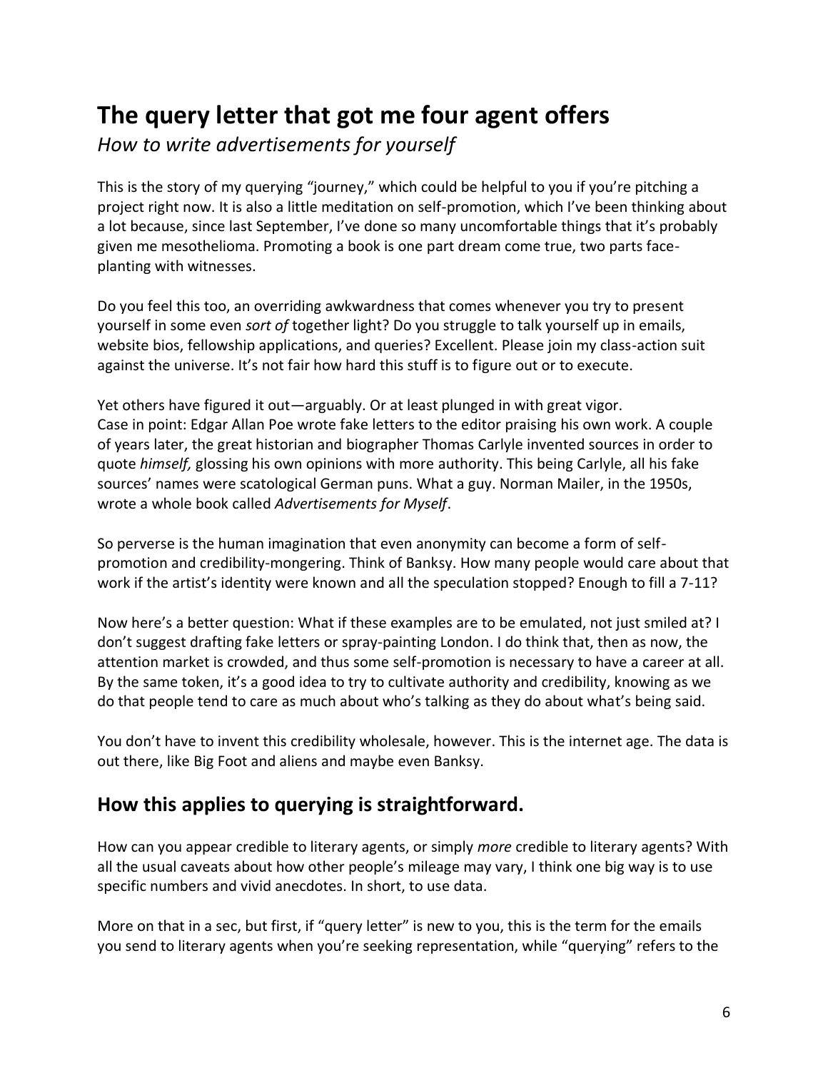# The query letter that got me four agent offers

*How to write advertisements for yourself*

This is the story of my querying "journey," which could be helpful to you if you're pitching a project right now. It is also a little meditation on self-promotion, which I've been thinking about a lot because, since last September, I've done so many uncomfortable things that it's probably given me mesothelioma. Promoting a book is one part dream come true, two parts face-planting with witnesses.

Do you feel this too, an overriding awkwardness that comes whenever you try to present yourself in some even *sort of* together light? Do you struggle to talk yourself up in emails, website bios, fellowship applications, and queries? Excellent. Please join my class-action suit against the universe. It's not fair how hard this stuff is to figure out or to execute.

Yet others have figured it out—arguably. Or at least plunged in with great vigor. Case in point: Edgar Allan Poe wrote fake letters to the editor praising his own work. A couple of years later, the great historian and biographer Thomas Carlyle invented sources in order to quote *himself,* glossing his own opinions with more authority. This being Carlyle, all his fake sources' names were scatological German puns. What a guy. Norman Mailer, in the 1950s, wrote a whole book called *Advertisements for Myself*.

So perverse is the human imagination that even anonymity can become a form of self-promotion and credibility-mongering. Think of Banksy. How many people would care about that work if the artist's identity were known and all the speculation stopped? Enough to fill a 7-11?

Now here's a better question: What if these examples are to be emulated, not just smiled at? I don't suggest drafting fake letters or spray-painting London. I do think that, then as now, the attention market is crowded, and thus some self-promotion is necessary to have a career at all. By the same token, it's a good idea to try to cultivate authority and credibility, knowing as we do that people tend to care as much about who's talking as they do about what's being said.

You don't have to invent this credibility wholesale, however. This is the internet age. The data is out there, like Big Foot and aliens and maybe even Banksy.

## How this applies to querying is straightforward.

How can you appear credible to literary agents, or simply *more* credible to literary agents? With all the usual caveats about how other people's mileage may vary, I think one big way is to use specific numbers and vivid anecdotes. In short, to use data.

More on that in a sec, but first, if "query letter" is new to you, this is the term for the emails you send to literary agents when you're seeking representation, while "querying" refers to the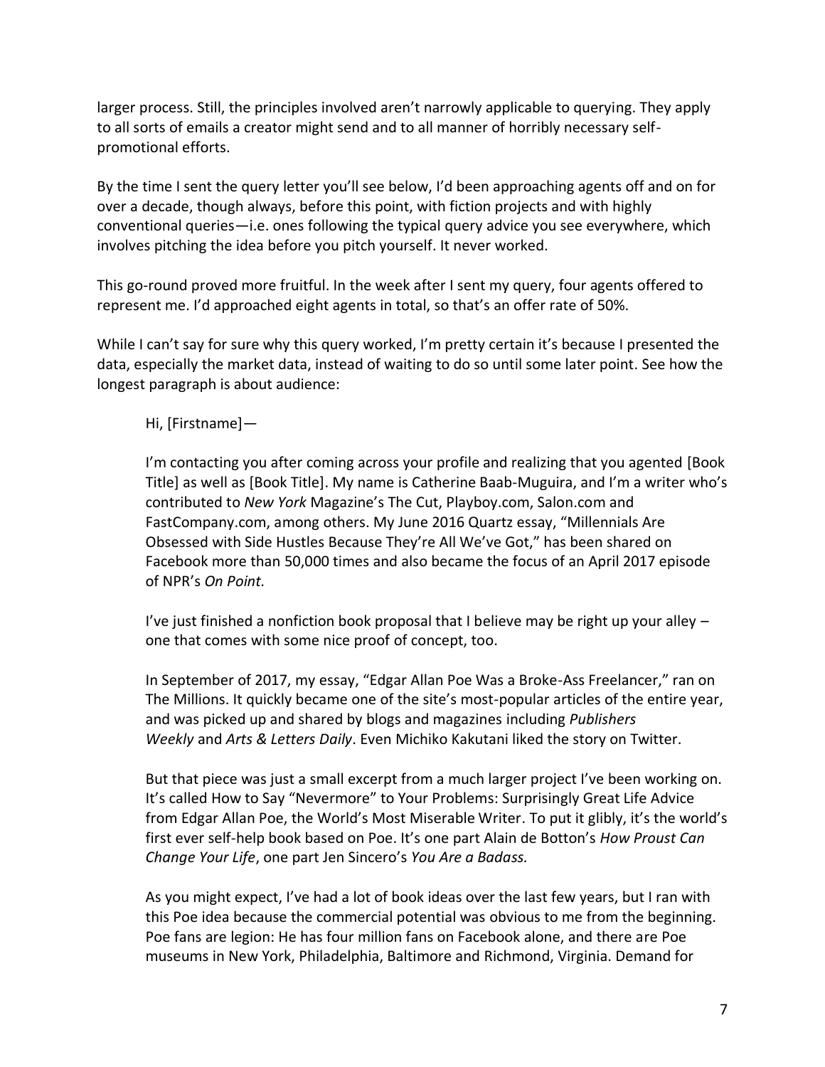larger process. Still, the principles involved aren't narrowly applicable to querying. They apply to all sorts of emails a creator might send and to all manner of horribly necessary self-promotional efforts.

By the time I sent the query letter you'll see below, I'd been approaching agents off and on for over a decade, though always, before this point, with fiction projects and with highly conventional queries—i.e. ones following the typical query advice you see everywhere, which involves pitching the idea before you pitch yourself. It never worked.

This go-round proved more fruitful. In the week after I sent my query, four agents offered to represent me. I'd approached eight agents in total, so that's an offer rate of 50%.

While I can't say for sure why this query worked, I'm pretty certain it's because I presented the data, especially the market data, instead of waiting to do so until some later point. See how the longest paragraph is about audience:

> Hi, [Firstname]—
>
> I'm contacting you after coming across your profile and realizing that you agented [Book Title] as well as [Book Title]. My name is Catherine Baab-Muguira, and I'm a writer who's contributed to *New York* Magazine's The Cut, Playboy.com, Salon.com and FastCompany.com, among others. My June 2016 Quartz essay, "Millennials Are Obsessed with Side Hustles Because They're All We've Got," has been shared on Facebook more than 50,000 times and also became the focus of an April 2017 episode of NPR's *On Point.*
>
> I've just finished a nonfiction book proposal that I believe may be right up your alley – one that comes with some nice proof of concept, too.
>
> In September of 2017, my essay, "Edgar Allan Poe Was a Broke-Ass Freelancer," ran on The Millions. It quickly became one of the site's most-popular articles of the entire year, and was picked up and shared by blogs and magazines including *Publishers Weekly* and *Arts & Letters Daily*. Even Michiko Kakutani liked the story on Twitter.
>
> But that piece was just a small excerpt from a much larger project I've been working on. It's called How to Say "Nevermore" to Your Problems: Surprisingly Great Life Advice from Edgar Allan Poe, the World's Most Miserable Writer. To put it glibly, it's the world's first ever self-help book based on Poe. It's one part Alain de Botton's *How Proust Can Change Your Life*, one part Jen Sincero's *You Are a Badass.*
>
> As you might expect, I've had a lot of book ideas over the last few years, but I ran with this Poe idea because the commercial potential was obvious to me from the beginning. Poe fans are legion: He has four million fans on Facebook alone, and there are Poe museums in New York, Philadelphia, Baltimore and Richmond, Virginia. Demand for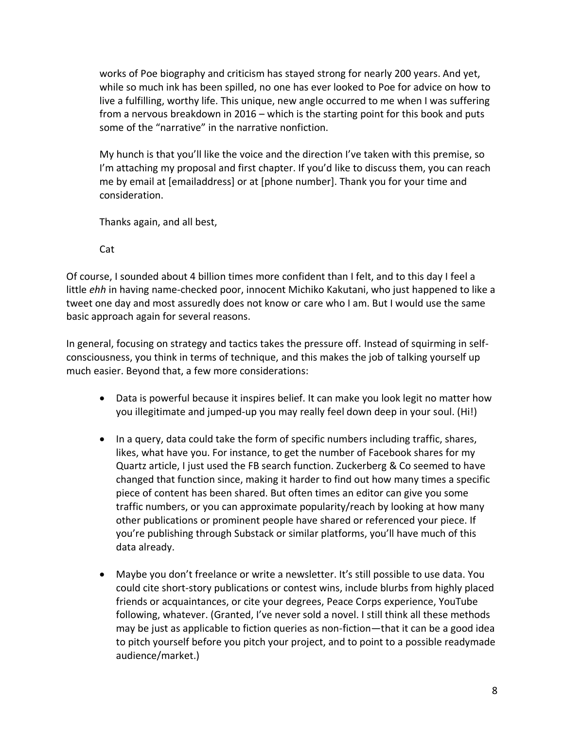> works of Poe biography and criticism has stayed strong for nearly 200 years. And yet, while so much ink has been spilled, no one has ever looked to Poe for advice on how to live a fulfilling, worthy life. This unique, new angle occurred to me when I was suffering from a nervous breakdown in 2016 – which is the starting point for this book and puts some of the "narrative" in the narrative nonfiction.
>
> My hunch is that you'll like the voice and the direction I've taken with this premise, so I'm attaching my proposal and first chapter. If you'd like to discuss them, you can reach me by email at [emailaddress] or at [phone number]. Thank you for your time and consideration.
>
> Thanks again, and all best,
>
> Cat

Of course, I sounded about 4 billion times more confident than I felt, and to this day I feel a little *ehh* in having name-checked poor, innocent Michiko Kakutani, who just happened to like a tweet one day and most assuredly does not know or care who I am. But I would use the same basic approach again for several reasons.

In general, focusing on strategy and tactics takes the pressure off. Instead of squirming in self-consciousness, you think in terms of technique, and this makes the job of talking yourself up much easier. Beyond that, a few more considerations:

- Data is powerful because it inspires belief. It can make you look legit no matter how you illegitimate and jumped-up you may really feel down deep in your soul. (Hi!)
- In a query, data could take the form of specific numbers including traffic, shares, likes, what have you. For instance, to get the number of Facebook shares for my Quartz article, I just used the FB search function. Zuckerberg & Co seemed to have changed that function since, making it harder to find out how many times a specific piece of content has been shared. But often times an editor can give you some traffic numbers, or you can approximate popularity/reach by looking at how many other publications or prominent people have shared or referenced your piece. If you're publishing through Substack or similar platforms, you'll have much of this data already.
- Maybe you don't freelance or write a newsletter. It's still possible to use data. You could cite short-story publications or contest wins, include blurbs from highly placed friends or acquaintances, or cite your degrees, Peace Corps experience, YouTube following, whatever. (Granted, I've never sold a novel. I still think all these methods may be just as applicable to fiction queries as non-fiction—that it can be a good idea to pitch yourself before you pitch your project, and to point to a possible readymade audience/market.)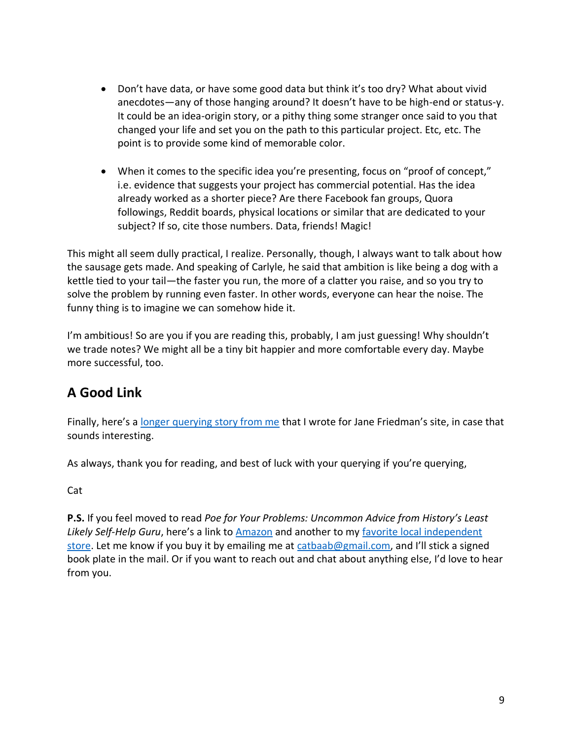- Don't have data, or have some good data but think it's too dry? What about vivid anecdotes—any of those hanging around? It doesn't have to be high-end or status-y. It could be an idea-origin story, or a pithy thing some stranger once said to you that changed your life and set you on the path to this particular project. Etc, etc. The point is to provide some kind of memorable color.

- When it comes to the specific idea you're presenting, focus on "proof of concept," i.e. evidence that suggests your project has commercial potential. Has the idea already worked as a shorter piece? Are there Facebook fan groups, Quora followings, Reddit boards, physical locations or similar that are dedicated to your subject? If so, cite those numbers. Data, friends! Magic!

This might all seem dully practical, I realize. Personally, though, I always want to talk about how the sausage gets made. And speaking of Carlyle, he said that ambition is like being a dog with a kettle tied to your tail—the faster you run, the more of a clatter you raise, and so you try to solve the problem by running even faster. In other words, everyone can hear the noise. The funny thing is to imagine we can somehow hide it.

I'm ambitious! So are you if you are reading this, probably, I am just guessing! Why shouldn't we trade notes? We might all be a tiny bit happier and more comfortable every day. Maybe more successful, too.

## A Good Link

Finally, here's a longer querying story from me that I wrote for Jane Friedman's site, in case that sounds interesting.

As always, thank you for reading, and best of luck with your querying if you're querying,

Cat

**P.S.** If you feel moved to read *Poe for Your Problems: Uncommon Advice from History's Least Likely Self-Help Guru*, here's a link to Amazon and another to my favorite local independent store. Let me know if you buy it by emailing me at catbaab@gmail.com, and I'll stick a signed book plate in the mail. Or if you want to reach out and chat about anything else, I'd love to hear from you.